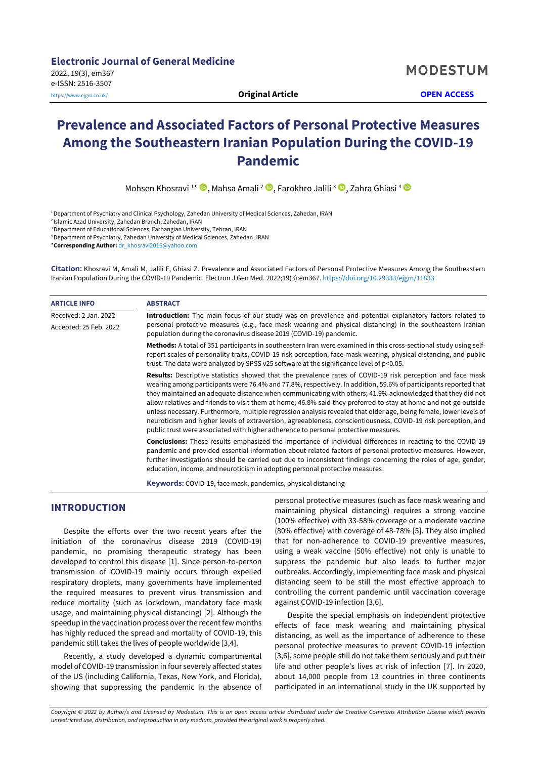# Prevalence and Associated Factors of Personal Protective Measures Among the Southeastern Iranian Population During the COVID-19 Pandemic

Mohsen Khosravi [1]*, Mahsa Amali [2], Farokhro Jalili [3], Zahra Ghiasi [4]

[1] Department of Psychiatry and Clinical Psychology, Zahedan University of Medical Sciences, Zahedan, IRAN
[2] Islamic Azad University, Zahedan Branch, Zahedan, IRAN
[3] Department of Educational Sciences, Farhangian University, Tehran, IRAN
[4] Department of Psychiatry, Zahedan University of Medical Sciences, Zahedan, IRAN
***Corresponding Author:** dr_khosravi2016@yahoo.com

**Citation:** Khosravi M, Amali M, Jalili F, Ghiasi Z. Prevalence and Associated Factors of Personal Protective Measures Among the Southeastern Iranian Population During the COVID-19 Pandemic. Electron J Gen Med. 2022;19(3):em367. https://doi.org/10.29333/ejgm/11833

**ARTICLE INFO**

Received: 2 Jan. 2022

Accepted: 25 Feb. 2022

**ABSTRACT**

**Introduction:** The main focus of our study was on prevalence and potential explanatory factors related to personal protective measures (e.g., face mask wearing and physical distancing) in the southeastern Iranian population during the coronavirus disease 2019 (COVID-19) pandemic.

**Methods:** A total of 351 participants in southeastern Iran were examined in this cross-sectional study using self-report scales of personality traits, COVID-19 risk perception, face mask wearing, physical distancing, and public trust. The data were analyzed by SPSS v25 software at the significance level of $p<0.05$.

**Results:** Descriptive statistics showed that the prevalence rates of COVID-19 risk perception and face mask wearing among participants were 76.4% and 77.8%, respectively. In addition, 59.6% of participants reported that they maintained an adequate distance when communicating with others; 41.9% acknowledged that they did not allow relatives and friends to visit them at home; 46.8% said they preferred to stay at home and not go outside unless necessary. Furthermore, multiple regression analysis revealed that older age, being female, lower levels of neuroticism and higher levels of extraversion, agreeableness, conscientiousness, COVID-19 risk perception, and public trust were associated with higher adherence to personal protective measures.

**Conclusions:** These results emphasized the importance of individual differences in reacting to the COVID-19 pandemic and provided essential information about related factors of personal protective measures. However, further investigations should be carried out due to inconsistent findings concerning the roles of age, gender, education, income, and neuroticism in adopting personal protective measures.

**Keywords:** COVID-19, face mask, pandemics, physical distancing

## INTRODUCTION

Despite the efforts over the two recent years after the initiation of the coronavirus disease 2019 (COVID-19) pandemic, no promising therapeutic strategy has been developed to control this disease [1]. Since person-to-person transmission of COVID-19 mainly occurs through expelled respiratory droplets, many governments have implemented the required measures to prevent virus transmission and reduce mortality (such as lockdown, mandatory face mask usage, and maintaining physical distancing) [2]. Although the speedup in the vaccination process over the recent few months has highly reduced the spread and mortality of COVID-19, this pandemic still takes the lives of people worldwide [3,4].

Recently, a study developed a dynamic compartmental model of COVID-19 transmission in four severely affected states of the US (including California, Texas, New York, and Florida), showing that suppressing the pandemic in the absence of personal protective measures (such as face mask wearing and maintaining physical distancing) requires a strong vaccine (100% effective) with 33-58% coverage or a moderate vaccine (80% effective) with coverage of 48-78% [5]. They also implied that for non-adherence to COVID-19 preventive measures, using a weak vaccine (50% effective) not only is unable to suppress the pandemic but also leads to further major outbreaks. Accordingly, implementing face mask and physical distancing seem to be still the most effective approach to controlling the current pandemic until vaccination coverage against COVID-19 infection [3,6].

Despite the special emphasis on independent protective effects of face mask wearing and maintaining physical distancing, as well as the importance of adherence to these personal protective measures to prevent COVID-19 infection [3,6], some people still do not take them seriously and put their life and other people's lives at risk of infection [7]. In 2020, about 14,000 people from 13 countries in three continents participated in an international study in the UK supported by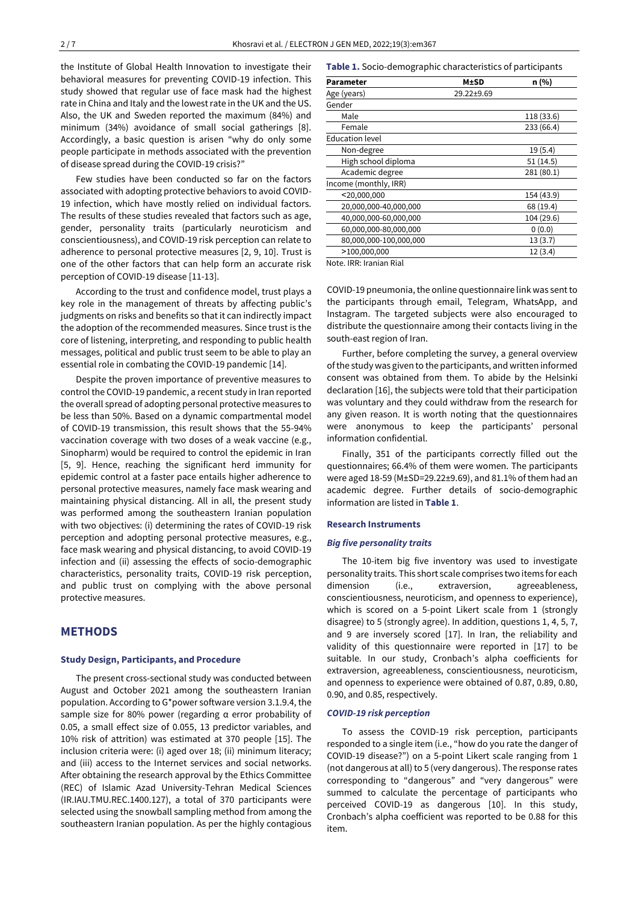the Institute of Global Health Innovation to investigate their behavioral measures for preventing COVID-19 infection. This study showed that regular use of face mask had the highest rate in China and Italy and the lowest rate in the UK and the US. Also, the UK and Sweden reported the maximum (84%) and minimum (34%) avoidance of small social gatherings [8]. Accordingly, a basic question is arisen "why do only some people participate in methods associated with the prevention of disease spread during the COVID-19 crisis?"

Few studies have been conducted so far on the factors associated with adopting protective behaviors to avoid COVID-19 infection, which have mostly relied on individual factors. The results of these studies revealed that factors such as age, gender, personality traits (particularly neuroticism and conscientiousness), and COVID-19 risk perception can relate to adherence to personal protective measures [2, 9, 10]. Trust is one of the other factors that can help form an accurate risk perception of COVID-19 disease [11-13].

According to the trust and confidence model, trust plays a key role in the management of threats by affecting public's judgments on risks and benefits so that it can indirectly impact the adoption of the recommended measures. Since trust is the core of listening, interpreting, and responding to public health messages, political and public trust seem to be able to play an essential role in combating the COVID-19 pandemic [14].

Despite the proven importance of preventive measures to control the COVID-19 pandemic, a recent study in Iran reported the overall spread of adopting personal protective measures to be less than 50%. Based on a dynamic compartmental model of COVID-19 transmission, this result shows that the 55-94% vaccination coverage with two doses of a weak vaccine (e.g., Sinopharm) would be required to control the epidemic in Iran [5, 9]. Hence, reaching the significant herd immunity for epidemic control at a faster pace entails higher adherence to personal protective measures, namely face mask wearing and maintaining physical distancing. All in all, the present study was performed among the southeastern Iranian population with two objectives: (i) determining the rates of COVID-19 risk perception and adopting personal protective measures, e.g., face mask wearing and physical distancing, to avoid COVID-19 infection and (ii) assessing the effects of socio-demographic characteristics, personality traits, COVID-19 risk perception, and public trust on complying with the above personal protective measures.

## METHODS

### Study Design, Participants, and Procedure

The present cross-sectional study was conducted between August and October 2021 among the southeastern Iranian population. According to G*power software version 3.1.9.4, the sample size for 80% power (regarding α error probability of 0.05, a small effect size of 0.055, 13 predictor variables, and 10% risk of attrition) was estimated at 370 people [15]. The inclusion criteria were: (i) aged over 18; (ii) minimum literacy; and (iii) access to the Internet services and social networks. After obtaining the research approval by the Ethics Committee (REC) of Islamic Azad University-Tehran Medical Sciences (IR.IAU.TMU.REC.1400.127), a total of 370 participants were selected using the snowball sampling method from among the southeastern Iranian population. As per the highly contagious COVID-19 pneumonia, the online questionnaire link was sent to the participants through email, Telegram, WhatsApp, and Instagram. The targeted subjects were also encouraged to distribute the questionnaire among their contacts living in the south-east region of Iran.

**Table 1.** Socio-demographic characteristics of participants

| Parameter | M±SD | n (%) |
|---|---|---|
| Age (years) | 29.22±9.69 | |
| Gender | | |
| Male | | 118 (33.6) |
| Female | | 233 (66.4) |
| Education level | | |
| Non-degree | | 19 (5.4) |
| High school diploma | | 51 (14.5) |
| Academic degree | | 281 (80.1) |
| Income (monthly, IRR) | | |
| <20,000,000 | | 154 (43.9) |
| 20,000,000-40,000,000 | | 68 (19.4) |
| 40,000,000-60,000,000 | | 104 (29.6) |
| 60,000,000-80,000,000 | | 0 (0.0) |
| 80,000,000-100,000,000 | | 13 (3.7) |
| >100,000,000 | | 12 (3.4) |

Note. IRR: Iranian Rial

Further, before completing the survey, a general overview of the study was given to the participants, and written informed consent was obtained from them. To abide by the Helsinki declaration [16], the subjects were told that their participation was voluntary and they could withdraw from the research for any given reason. It is worth noting that the questionnaires were anonymous to keep the participants' personal information confidential.

Finally, 351 of the participants correctly filled out the questionnaires; 66.4% of them were women. The participants were aged 18-59 (M±SD=29.22±9.69), and 81.1% of them had an academic degree. Further details of socio-demographic information are listed in **Table 1**.

### Research Instruments

#### *Big five personality traits*

The 10-item big five inventory was used to investigate personality traits. This short scale comprises two items for each dimension (i.e., extraversion, agreeableness, conscientiousness, neuroticism, and openness to experience), which is scored on a 5-point Likert scale from 1 (strongly disagree) to 5 (strongly agree). In addition, questions 1, 4, 5, 7, and 9 are inversely scored [17]. In Iran, the reliability and validity of this questionnaire were reported in [17] to be suitable. In our study, Cronbach's alpha coefficients for extraversion, agreeableness, conscientiousness, neuroticism, and openness to experience were obtained of 0.87, 0.89, 0.80, 0.90, and 0.85, respectively.

#### *COVID-19 risk perception*

To assess the COVID-19 risk perception, participants responded to a single item (i.e., "how do you rate the danger of COVID-19 disease?") on a 5-point Likert scale ranging from 1 (not dangerous at all) to 5 (very dangerous). The response rates corresponding to "dangerous" and "very dangerous" were summed to calculate the percentage of participants who perceived COVID-19 as dangerous [10]. In this study, Cronbach's alpha coefficient was reported to be 0.88 for this item.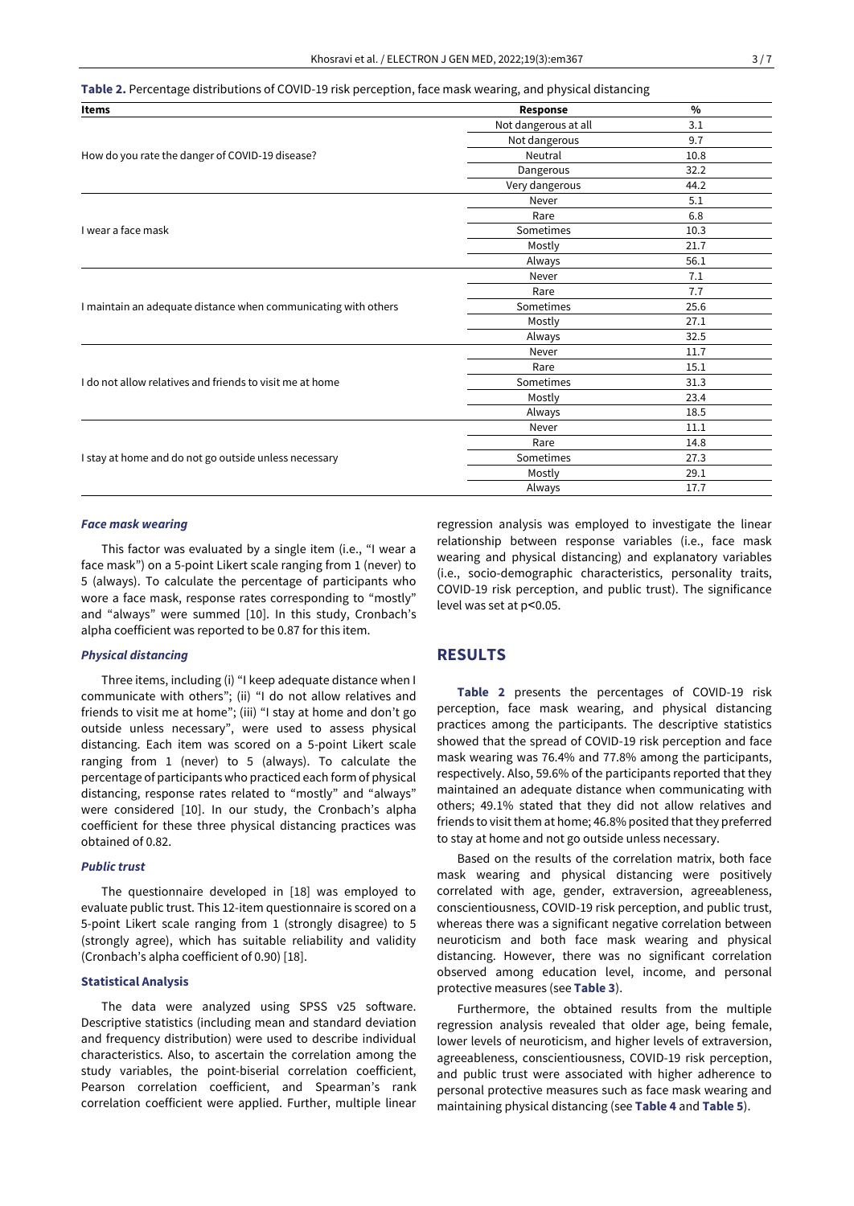**Table 2.** Percentage distributions of COVID-19 risk perception, face mask wearing, and physical distancing

| Items | Response | % |
|---|---|---|
| How do you rate the danger of COVID-19 disease? | Not dangerous at all | 3.1 |
| | Not dangerous | 9.7 |
| | Neutral | 10.8 |
| | Dangerous | 32.2 |
| | Very dangerous | 44.2 |
| I wear a face mask | Never | 5.1 |
| | Rare | 6.8 |
| | Sometimes | 10.3 |
| | Mostly | 21.7 |
| | Always | 56.1 |
| I maintain an adequate distance when communicating with others | Never | 7.1 |
| | Rare | 7.7 |
| | Sometimes | 25.6 |
| | Mostly | 27.1 |
| | Always | 32.5 |
| I do not allow relatives and friends to visit me at home | Never | 11.7 |
| | Rare | 15.1 |
| | Sometimes | 31.3 |
| | Mostly | 23.4 |
| | Always | 18.5 |
| I stay at home and do not go outside unless necessary | Never | 11.1 |
| | Rare | 14.8 |
| | Sometimes | 27.3 |
| | Mostly | 29.1 |
| | Always | 17.7 |

### *Face mask wearing*

This factor was evaluated by a single item (i.e., "I wear a face mask") on a 5-point Likert scale ranging from 1 (never) to 5 (always). To calculate the percentage of participants who wore a face mask, response rates corresponding to "mostly" and "always" were summed [10]. In this study, Cronbach's alpha coefficient was reported to be 0.87 for this item.

### *Physical distancing*

Three items, including (i) "I keep adequate distance when I communicate with others"; (ii) "I do not allow relatives and friends to visit me at home"; (iii) "I stay at home and don't go outside unless necessary", were used to assess physical distancing. Each item was scored on a 5-point Likert scale ranging from 1 (never) to 5 (always). To calculate the percentage of participants who practiced each form of physical distancing, response rates related to "mostly" and "always" were considered [10]. In our study, the Cronbach's alpha coefficient for these three physical distancing practices was obtained of 0.82.

### *Public trust*

The questionnaire developed in [18] was employed to evaluate public trust. This 12-item questionnaire is scored on a 5-point Likert scale ranging from 1 (strongly disagree) to 5 (strongly agree), which has suitable reliability and validity (Cronbach's alpha coefficient of 0.90) [18].

### Statistical Analysis

The data were analyzed using SPSS v25 software. Descriptive statistics (including mean and standard deviation and frequency distribution) were used to describe individual characteristics. Also, to ascertain the correlation among the study variables, the point-biserial correlation coefficient, Pearson correlation coefficient, and Spearman's rank correlation coefficient were applied. Further, multiple linear regression analysis was employed to investigate the linear relationship between response variables (i.e., face mask wearing and physical distancing) and explanatory variables (i.e., socio-demographic characteristics, personality traits, COVID-19 risk perception, and public trust). The significance level was set at $p<0.05$.

## RESULTS

**Table 2** presents the percentages of COVID-19 risk perception, face mask wearing, and physical distancing practices among the participants. The descriptive statistics showed that the spread of COVID-19 risk perception and face mask wearing was 76.4% and 77.8% among the participants, respectively. Also, 59.6% of the participants reported that they maintained an adequate distance when communicating with others; 49.1% stated that they did not allow relatives and friends to visit them at home; 46.8% posited that they preferred to stay at home and not go outside unless necessary.

Based on the results of the correlation matrix, both face mask wearing and physical distancing were positively correlated with age, gender, extraversion, agreeableness, conscientiousness, COVID-19 risk perception, and public trust, whereas there was a significant negative correlation between neuroticism and both face mask wearing and physical distancing. However, there was no significant correlation observed among education level, income, and personal protective measures (see **Table 3**).

Furthermore, the obtained results from the multiple regression analysis revealed that older age, being female, lower levels of neuroticism, and higher levels of extraversion, agreeableness, conscientiousness, COVID-19 risk perception, and public trust were associated with higher adherence to personal protective measures such as face mask wearing and maintaining physical distancing (see **Table 4** and **Table 5**).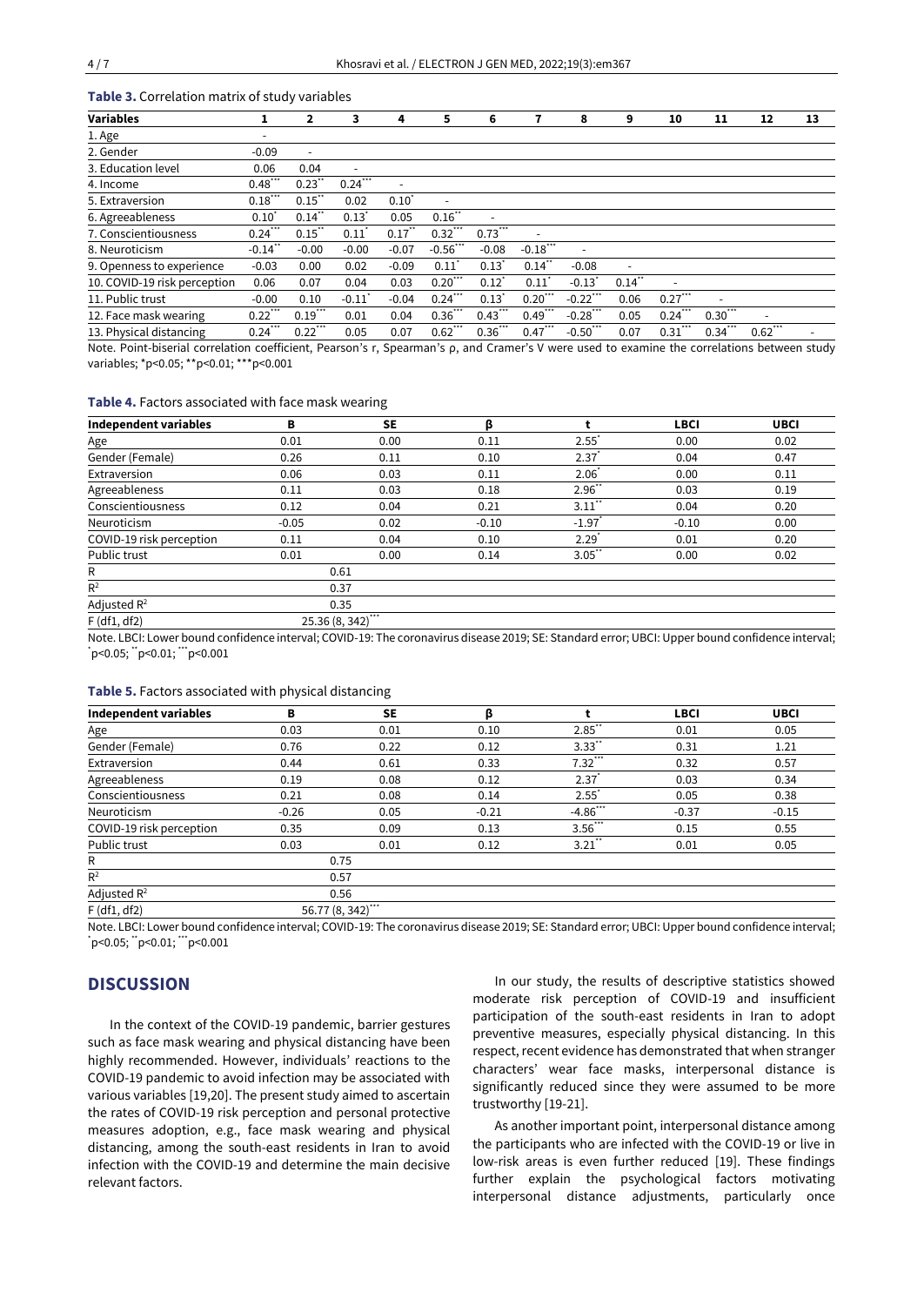**Table 3.** Correlation matrix of study variables

| Variables | 1 | 2 | 3 | 4 | 5 | 6 | 7 | 8 | 9 | 10 | 11 | 12 | 13 |
|---|---|---|---|---|---|---|---|---|---|---|---|---|---|
| 1. Age | - | | | | | | | | | | | | |
| 2. Gender | -0.09 | - | | | | | | | | | | | |
| 3. Education level | 0.06 | 0.04 | - | | | | | | | | | | |
| 4. Income | 0.48*** | 0.23** | 0.24*** | - | | | | | | | | | |
| 5. Extraversion | 0.18*** | 0.15** | 0.02 | 0.10* | - | | | | | | | | |
| 6. Agreeableness | 0.10* | 0.14** | 0.13* | 0.05 | 0.16** | - | | | | | | | |
| 7. Conscientiousness | 0.24*** | 0.15** | 0.11* | 0.17** | 0.32*** | 0.73*** | - | | | | | | |
| 8. Neuroticism | -0.14** | -0.00 | -0.00 | -0.07 | -0.56*** | -0.08 | -0.18*** | - | | | | | |
| 9. Openness to experience | -0.03 | 0.00 | 0.02 | -0.09 | 0.11* | 0.13* | 0.14** | -0.08 | - | | | | |
| 10. COVID-19 risk perception | 0.06 | 0.07 | 0.04 | 0.03 | 0.20*** | 0.12* | 0.11* | -0.13* | 0.14** | - | | | |
| 11. Public trust | -0.00 | 0.10 | -0.11* | -0.04 | 0.24*** | 0.13* | 0.20*** | -0.22*** | 0.06 | 0.27*** | - | | |
| 12. Face mask wearing | 0.22*** | 0.19*** | 0.01 | 0.04 | 0.36*** | 0.43*** | 0.49*** | -0.28*** | 0.05 | 0.24*** | 0.30*** | - | |
| 13. Physical distancing | 0.24*** | 0.22*** | 0.05 | 0.07 | 0.62*** | 0.36*** | 0.47*** | -0.50*** | 0.07 | 0.31*** | 0.34*** | 0.62*** | - |

Note. Point-biserial correlation coefficient, Pearson's r, Spearman's ρ, and Cramer's V were used to examine the correlations between study variables; *p<0.05; **p<0.01; ***p<0.001

**Table 4.** Factors associated with face mask wearing

| Independent variables | B | SE | β | t | LBCI | UBCI |
|---|---|---|---|---|---|---|
| Age | 0.01 | 0.00 | 0.11 | 2.55* | 0.00 | 0.02 |
| Gender (Female) | 0.26 | 0.11 | 0.10 | 2.37* | 0.04 | 0.47 |
| Extraversion | 0.06 | 0.03 | 0.11 | 2.06* | 0.00 | 0.11 |
| Agreeableness | 0.11 | 0.03 | 0.18 | 2.96** | 0.03 | 0.19 |
| Conscientiousness | 0.12 | 0.04 | 0.21 | 3.11** | 0.04 | 0.20 |
| Neuroticism | -0.05 | 0.02 | -0.10 | -1.97* | -0.10 | 0.00 |
| COVID-19 risk perception | 0.11 | 0.04 | 0.10 | 2.29* | 0.01 | 0.20 |
| Public trust | 0.01 | 0.00 | 0.14 | 3.05** | 0.00 | 0.02 |
| R | 0.61 | | | | | |
| $R^2$ | 0.37 | | | | | |
| Adjusted $R^2$ | 0.35 | | | | | |
| F (df1, df2) | 25.36 (8, 342)*** | | | | | |

Note. LBCI: Lower bound confidence interval; COVID-19: The coronavirus disease 2019; SE: Standard error; UBCI: Upper bound confidence interval; *p<0.05; **p<0.01; ***p<0.001

**Table 5.** Factors associated with physical distancing

| Independent variables | B | SE | β | t | LBCI | UBCI |
|---|---|---|---|---|---|---|
| Age | 0.03 | 0.01 | 0.10 | 2.85** | 0.01 | 0.05 |
| Gender (Female) | 0.76 | 0.22 | 0.12 | 3.33** | 0.31 | 1.21 |
| Extraversion | 0.44 | 0.61 | 0.33 | 7.32*** | 0.32 | 0.57 |
| Agreeableness | 0.19 | 0.08 | 0.12 | 2.37* | 0.03 | 0.34 |
| Conscientiousness | 0.21 | 0.08 | 0.14 | 2.55* | 0.05 | 0.38 |
| Neuroticism | -0.26 | 0.05 | -0.21 | -4.86*** | -0.37 | -0.15 |
| COVID-19 risk perception | 0.35 | 0.09 | 0.13 | 3.56*** | 0.15 | 0.55 |
| Public trust | 0.03 | 0.01 | 0.12 | 3.21** | 0.01 | 0.05 |
| R | 0.75 | | | | | |
| $R^2$ | 0.57 | | | | | |
| Adjusted $R^2$ | 0.56 | | | | | |
| F (df1, df2) | 56.77 (8, 342)*** | | | | | |

Note. LBCI: Lower bound confidence interval; COVID-19: The coronavirus disease 2019; SE: Standard error; UBCI: Upper bound confidence interval; *p<0.05; **p<0.01; ***p<0.001

## DISCUSSION

In the context of the COVID-19 pandemic, barrier gestures such as face mask wearing and physical distancing have been highly recommended. However, individuals' reactions to the COVID-19 pandemic to avoid infection may be associated with various variables [19,20]. The present study aimed to ascertain the rates of COVID-19 risk perception and personal protective measures adoption, e.g., face mask wearing and physical distancing, among the south-east residents in Iran to avoid infection with the COVID-19 and determine the main decisive relevant factors.

In our study, the results of descriptive statistics showed moderate risk perception of COVID-19 and insufficient participation of the south-east residents in Iran to adopt preventive measures, especially physical distancing. In this respect, recent evidence has demonstrated that when stranger characters' wear face masks, interpersonal distance is significantly reduced since they were assumed to be more trustworthy [19-21].

As another important point, interpersonal distance among the participants who are infected with the COVID-19 or live in low-risk areas is even further reduced [19]. These findings further explain the psychological factors motivating interpersonal distance adjustments, particularly once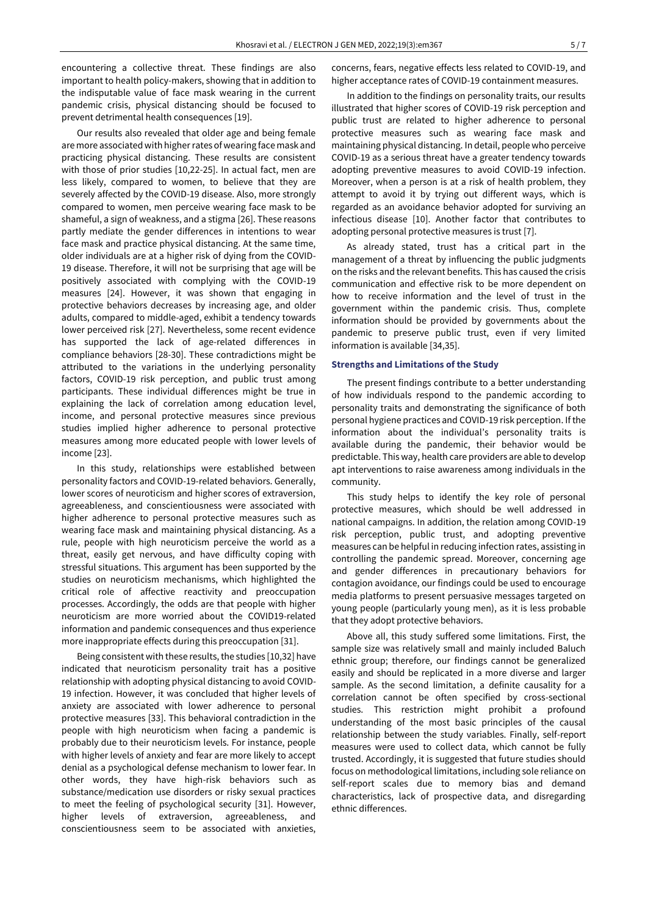encountering a collective threat. These findings are also important to health policy-makers, showing that in addition to the indisputable value of face mask wearing in the current pandemic crisis, physical distancing should be focused to prevent detrimental health consequences [19].

Our results also revealed that older age and being female are more associated with higher rates of wearing face mask and practicing physical distancing. These results are consistent with those of prior studies [10,22-25]. In actual fact, men are less likely, compared to women, to believe that they are severely affected by the COVID-19 disease. Also, more strongly compared to women, men perceive wearing face mask to be shameful, a sign of weakness, and a stigma [26]. These reasons partly mediate the gender differences in intentions to wear face mask and practice physical distancing. At the same time, older individuals are at a higher risk of dying from the COVID-19 disease. Therefore, it will not be surprising that age will be positively associated with complying with the COVID-19 measures [24]. However, it was shown that engaging in protective behaviors decreases by increasing age, and older adults, compared to middle-aged, exhibit a tendency towards lower perceived risk [27]. Nevertheless, some recent evidence has supported the lack of age-related differences in compliance behaviors [28-30]. These contradictions might be attributed to the variations in the underlying personality factors, COVID-19 risk perception, and public trust among participants. These individual differences might be true in explaining the lack of correlation among education level, income, and personal protective measures since previous studies implied higher adherence to personal protective measures among more educated people with lower levels of income [23].

In this study, relationships were established between personality factors and COVID-19-related behaviors. Generally, lower scores of neuroticism and higher scores of extraversion, agreeableness, and conscientiousness were associated with higher adherence to personal protective measures such as wearing face mask and maintaining physical distancing. As a rule, people with high neuroticism perceive the world as a threat, easily get nervous, and have difficulty coping with stressful situations. This argument has been supported by the studies on neuroticism mechanisms, which highlighted the critical role of affective reactivity and preoccupation processes. Accordingly, the odds are that people with higher neuroticism are more worried about the COVID19-related information and pandemic consequences and thus experience more inappropriate effects during this preoccupation [31].

Being consistent with these results, the studies [10,32] have indicated that neuroticism personality trait has a positive relationship with adopting physical distancing to avoid COVID-19 infection. However, it was concluded that higher levels of anxiety are associated with lower adherence to personal protective measures [33]. This behavioral contradiction in the people with high neuroticism when facing a pandemic is probably due to their neuroticism levels. For instance, people with higher levels of anxiety and fear are more likely to accept denial as a psychological defense mechanism to lower fear. In other words, they have high-risk behaviors such as substance/medication use disorders or risky sexual practices to meet the feeling of psychological security [31]. However, higher levels of extraversion, agreeableness, and conscientiousness seem to be associated with anxieties, concerns, fears, negative effects less related to COVID-19, and higher acceptance rates of COVID-19 containment measures.

In addition to the findings on personality traits, our results illustrated that higher scores of COVID-19 risk perception and public trust are related to higher adherence to personal protective measures such as wearing face mask and maintaining physical distancing. In detail, people who perceive COVID-19 as a serious threat have a greater tendency towards adopting preventive measures to avoid COVID-19 infection. Moreover, when a person is at a risk of health problem, they attempt to avoid it by trying out different ways, which is regarded as an avoidance behavior adopted for surviving an infectious disease [10]. Another factor that contributes to adopting personal protective measures is trust [7].

As already stated, trust has a critical part in the management of a threat by influencing the public judgments on the risks and the relevant benefits. This has caused the crisis communication and effective risk to be more dependent on how to receive information and the level of trust in the government within the pandemic crisis. Thus, complete information should be provided by governments about the pandemic to preserve public trust, even if very limited information is available [34,35].

### Strengths and Limitations of the Study

The present findings contribute to a better understanding of how individuals respond to the pandemic according to personality traits and demonstrating the significance of both personal hygiene practices and COVID-19 risk perception. If the information about the individual's personality traits is available during the pandemic, their behavior would be predictable. This way, health care providers are able to develop apt interventions to raise awareness among individuals in the community.

This study helps to identify the key role of personal protective measures, which should be well addressed in national campaigns. In addition, the relation among COVID-19 risk perception, public trust, and adopting preventive measures can be helpful in reducing infection rates, assisting in controlling the pandemic spread. Moreover, concerning age and gender differences in precautionary behaviors for contagion avoidance, our findings could be used to encourage media platforms to present persuasive messages targeted on young people (particularly young men), as it is less probable that they adopt protective behaviors.

Above all, this study suffered some limitations. First, the sample size was relatively small and mainly included Baluch ethnic group; therefore, our findings cannot be generalized easily and should be replicated in a more diverse and larger sample. As the second limitation, a definite causality for a correlation cannot be often specified by cross-sectional studies. This restriction might prohibit a profound understanding of the most basic principles of the causal relationship between the study variables. Finally, self-report measures were used to collect data, which cannot be fully trusted. Accordingly, it is suggested that future studies should focus on methodological limitations, including sole reliance on self-report scales due to memory bias and demand characteristics, lack of prospective data, and disregarding ethnic differences.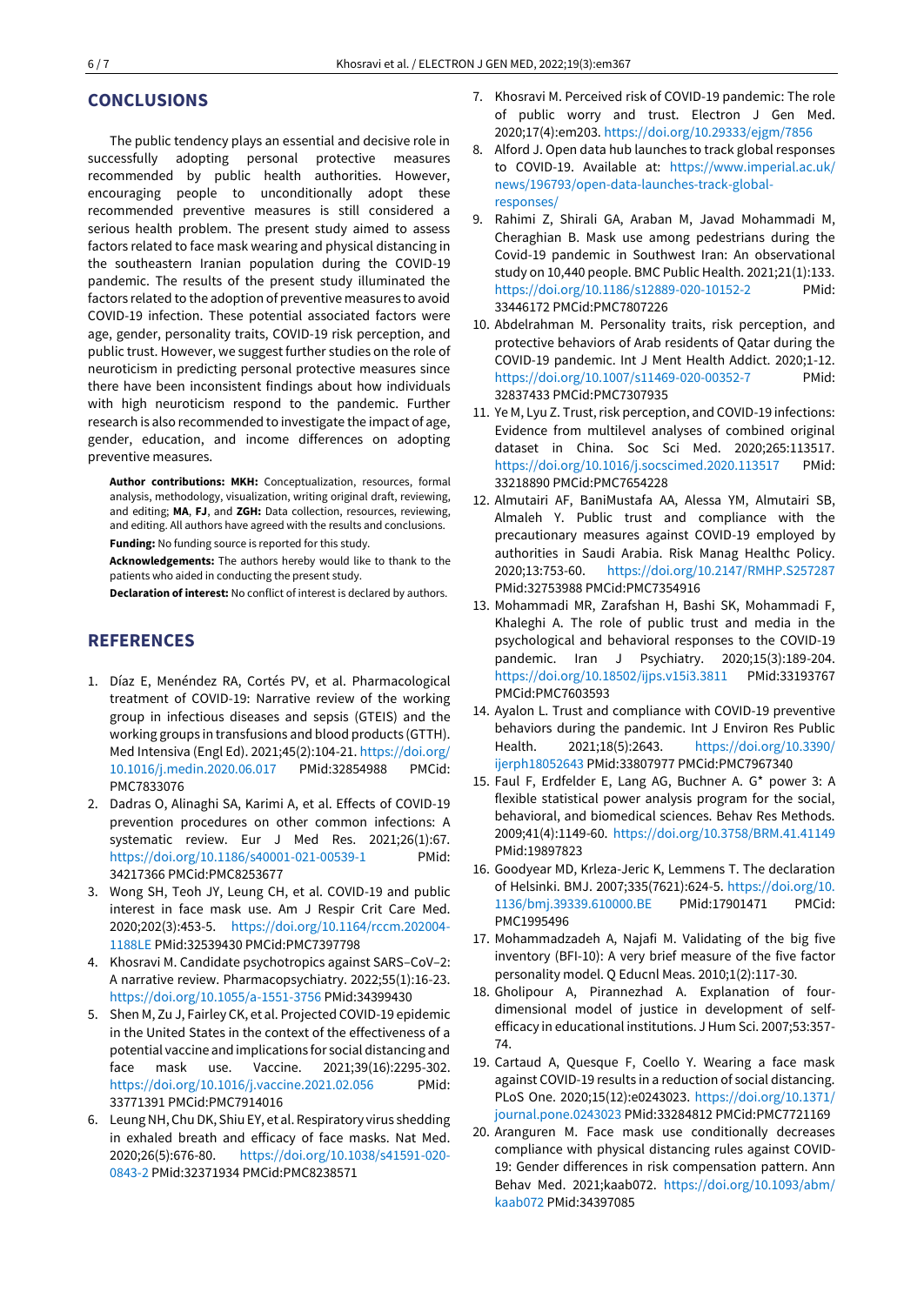## CONCLUSIONS

The public tendency plays an essential and decisive role in successfully adopting personal protective measures recommended by public health authorities. However, encouraging people to unconditionally adopt these recommended preventive measures is still considered a serious health problem. The present study aimed to assess factors related to face mask wearing and physical distancing in the southeastern Iranian population during the COVID-19 pandemic. The results of the present study illuminated the factors related to the adoption of preventive measures to avoid COVID-19 infection. These potential associated factors were age, gender, personality traits, COVID-19 risk perception, and public trust. However, we suggest further studies on the role of neuroticism in predicting personal protective measures since there have been inconsistent findings about how individuals with high neuroticism respond to the pandemic. Further research is also recommended to investigate the impact of age, gender, education, and income differences on adopting preventive measures.

**Author contributions: MKH:** Conceptualization, resources, formal analysis, methodology, visualization, writing original draft, reviewing, and editing; **MA**, **FJ**, and **ZGH:** Data collection, resources, reviewing, and editing. All authors have agreed with the results and conclusions.

**Funding:** No funding source is reported for this study.

**Acknowledgements:** The authors hereby would like to thank to the patients who aided in conducting the present study.

**Declaration of interest:** No conflict of interest is declared by authors.

## REFERENCES

1. Díaz E, Menéndez RA, Cortés PV, et al. Pharmacological treatment of COVID-19: Narrative review of the working group in infectious diseases and sepsis (GTEIS) and the working groups in transfusions and blood products (GTTH). Med Intensiva (Engl Ed). 2021;45(2):104-21. https://doi.org/10.1016/j.medin.2020.06.017 PMid:32854988 PMCid:PMC7833076
2. Dadras O, Alinaghi SA, Karimi A, et al. Effects of COVID-19 prevention procedures on other common infections: A systematic review. Eur J Med Res. 2021;26(1):67. https://doi.org/10.1186/s40001-021-00539-1 PMid:34217366 PMCid:PMC8253677
3. Wong SH, Teoh JY, Leung CH, et al. COVID-19 and public interest in face mask use. Am J Respir Crit Care Med. 2020;202(3):453-5. https://doi.org/10.1164/rccm.202004-1188LE PMid:32539430 PMCid:PMC7397798
4. Khosravi M. Candidate psychotropics against SARS–CoV–2: A narrative review. Pharmacopsychiatry. 2022;55(1):16-23. https://doi.org/10.1055/a-1551-3756 PMid:34399430
5. Shen M, Zu J, Fairley CK, et al. Projected COVID-19 epidemic in the United States in the context of the effectiveness of a potential vaccine and implications for social distancing and face mask use. Vaccine. 2021;39(16):2295-302. https://doi.org/10.1016/j.vaccine.2021.02.056 PMid:33771391 PMCid:PMC7914016
6. Leung NH, Chu DK, Shiu EY, et al. Respiratory virus shedding in exhaled breath and efficacy of face masks. Nat Med. 2020;26(5):676-80. https://doi.org/10.1038/s41591-020-0843-2 PMid:32371934 PMCid:PMC8238571
7. Khosravi M. Perceived risk of COVID-19 pandemic: The role of public worry and trust. Electron J Gen Med. 2020;17(4):em203. https://doi.org/10.29333/ejgm/7856
8. Alford J. Open data hub launches to track global responses to COVID-19. Available at: https://www.imperial.ac.uk/news/196793/open-data-launches-track-global-responses/
9. Rahimi Z, Shirali GA, Araban M, Javad Mohammadi M, Cheraghian B. Mask use among pedestrians during the Covid-19 pandemic in Southwest Iran: An observational study on 10,440 people. BMC Public Health. 2021;21(1):133. https://doi.org/10.1186/s12889-020-10152-2 PMid:33446172 PMCid:PMC7807226
10. Abdelrahman M. Personality traits, risk perception, and protective behaviors of Arab residents of Qatar during the COVID-19 pandemic. Int J Ment Health Addict. 2020;1-12. https://doi.org/10.1007/s11469-020-00352-7 PMid:32837433 PMCid:PMC7307935
11. Ye M, Lyu Z. Trust, risk perception, and COVID-19 infections: Evidence from multilevel analyses of combined original dataset in China. Soc Sci Med. 2020;265:113517. https://doi.org/10.1016/j.socscimed.2020.113517 PMid:33218890 PMCid:PMC7654228
12. Almutairi AF, BaniMustafa AA, Alessa YM, Almutairi SB, Almaleh Y. Public trust and compliance with the precautionary measures against COVID-19 employed by authorities in Saudi Arabia. Risk Manag Healthc Policy. 2020;13:753-60. https://doi.org/10.2147/RMHP.S257287 PMid:32753988 PMCid:PMC7354916
13. Mohammadi MR, Zarafshan H, Bashi SK, Mohammadi F, Khaleghi A. The role of public trust and media in the psychological and behavioral responses to the COVID-19 pandemic. Iran J Psychiatry. 2020;15(3):189-204. https://doi.org/10.18502/ijps.v15i3.3811 PMid:33193767 PMCid:PMC7603593
14. Ayalon L. Trust and compliance with COVID-19 preventive behaviors during the pandemic. Int J Environ Res Public Health. 2021;18(5):2643. https://doi.org/10.3390/ijerph18052643 PMid:33807977 PMCid:PMC7967340
15. Faul F, Erdfelder E, Lang AG, Buchner A. G* power 3: A flexible statistical power analysis program for the social, behavioral, and biomedical sciences. Behav Res Methods. 2009;41(4):1149-60. https://doi.org/10.3758/BRM.41.41149 PMid:19897823
16. Goodyear MD, Krleza-Jeric K, Lemmens T. The declaration of Helsinki. BMJ. 2007;335(7621):624-5. https://doi.org/10.1136/bmj.39339.610000.BE PMid:17901471 PMCid:PMC1995496
17. Mohammadzadeh A, Najafi M. Validating of the big five inventory (BFI-10): A very brief measure of the five factor personality model. Q Educnl Meas. 2010;1(2):117-30.
18. Gholipour A, Pirannezhad A. Explanation of four-dimensional model of justice in development of self-efficacy in educational institutions. J Hum Sci. 2007;53:357-74.
19. Cartaud A, Quesque F, Coello Y. Wearing a face mask against COVID-19 results in a reduction of social distancing. PLoS One. 2020;15(12):e0243023. https://doi.org/10.1371/journal.pone.0243023 PMid:33284812 PMCid:PMC7721169
20. Aranguren M. Face mask use conditionally decreases compliance with physical distancing rules against COVID-19: Gender differences in risk compensation pattern. Ann Behav Med. 2021;kaab072. https://doi.org/10.1093/abm/kaab072 PMid:34397085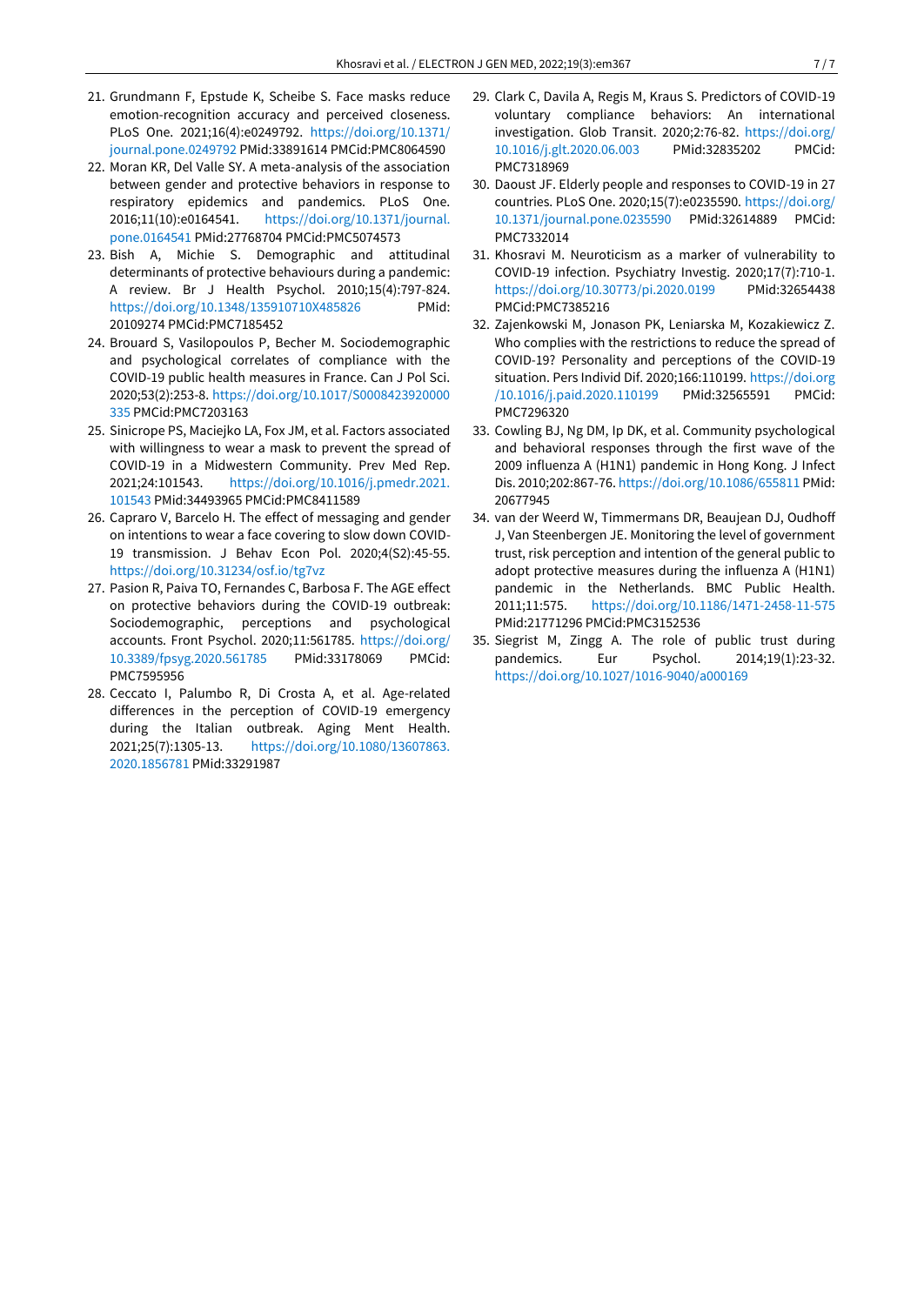21. Grundmann F, Epstude K, Scheibe S. Face masks reduce emotion-recognition accuracy and perceived closeness. PLoS One. 2021;16(4):e0249792. https://doi.org/10.1371/journal.pone.0249792 PMid:33891614 PMCid:PMC8064590
22. Moran KR, Del Valle SY. A meta-analysis of the association between gender and protective behaviors in response to respiratory epidemics and pandemics. PLoS One. 2016;11(10):e0164541. https://doi.org/10.1371/journal.pone.0164541 PMid:27768704 PMCid:PMC5074573
23. Bish A, Michie S. Demographic and attitudinal determinants of protective behaviours during a pandemic: A review. Br J Health Psychol. 2010;15(4):797-824. https://doi.org/10.1348/135910710X485826 PMid:20109274 PMCid:PMC7185452
24. Brouard S, Vasilopoulos P, Becher M. Sociodemographic and psychological correlates of compliance with the COVID-19 public health measures in France. Can J Pol Sci. 2020;53(2):253-8. https://doi.org/10.1017/S0008423920000335 PMCid:PMC7203163
25. Sinicrope PS, Maciejko LA, Fox JM, et al. Factors associated with willingness to wear a mask to prevent the spread of COVID-19 in a Midwestern Community. Prev Med Rep. 2021;24:101543. https://doi.org/10.1016/j.pmedr.2021.101543 PMid:34493965 PMCid:PMC8411589
26. Capraro V, Barcelo H. The effect of messaging and gender on intentions to wear a face covering to slow down COVID-19 transmission. J Behav Econ Pol. 2020;4(S2):45-55. https://doi.org/10.31234/osf.io/tg7vz
27. Pasion R, Paiva TO, Fernandes C, Barbosa F. The AGE effect on protective behaviors during the COVID-19 outbreak: Sociodemographic, perceptions and psychological accounts. Front Psychol. 2020;11:561785. https://doi.org/10.3389/fpsyg.2020.561785 PMid:33178069 PMCid:PMC7595956
28. Ceccato I, Palumbo R, Di Crosta A, et al. Age-related differences in the perception of COVID-19 emergency during the Italian outbreak. Aging Ment Health. 2021;25(7):1305-13. https://doi.org/10.1080/13607863.2020.1856781 PMid:33291987
29. Clark C, Davila A, Regis M, Kraus S. Predictors of COVID-19 voluntary compliance behaviors: An international investigation. Glob Transit. 2020;2:76-82. https://doi.org/10.1016/j.glt.2020.06.003 PMid:32835202 PMCid:PMC7318969
30. Daoust JF. Elderly people and responses to COVID-19 in 27 countries. PLoS One. 2020;15(7):e0235590. https://doi.org/10.1371/journal.pone.0235590 PMid:32614889 PMCid:PMC7332014
31. Khosravi M. Neuroticism as a marker of vulnerability to COVID-19 infection. Psychiatry Investig. 2020;17(7):710-1. https://doi.org/10.30773/pi.2020.0199 PMid:32654438 PMCid:PMC7385216
32. Zajenkowski M, Jonason PK, Leniarska M, Kozakiewicz Z. Who complies with the restrictions to reduce the spread of COVID-19? Personality and perceptions of the COVID-19 situation. Pers Individ Dif. 2020;166:110199. https://doi.org/10.1016/j.paid.2020.110199 PMid:32565591 PMCid:PMC7296320
33. Cowling BJ, Ng DM, Ip DK, et al. Community psychological and behavioral responses through the first wave of the 2009 influenza A (H1N1) pandemic in Hong Kong. J Infect Dis. 2010;202:867-76. https://doi.org/10.1086/655811 PMid:20677945
34. van der Weerd W, Timmermans DR, Beaujean DJ, Oudhoff J, Van Steenbergen JE. Monitoring the level of government trust, risk perception and intention of the general public to adopt protective measures during the influenza A (H1N1) pandemic in the Netherlands. BMC Public Health. 2011;11:575. https://doi.org/10.1186/1471-2458-11-575 PMid:21771296 PMCid:PMC3152536
35. Siegrist M, Zingg A. The role of public trust during pandemics. Eur Psychol. 2014;19(1):23-32. https://doi.org/10.1027/1016-9040/a000169